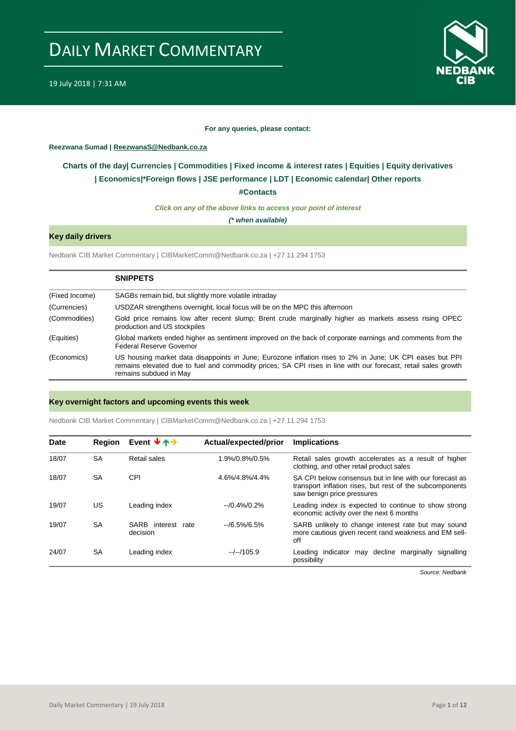# DAILY MARKET COMMENTARY

19 July 2018 | 7:31 AM

**For any queries, please contact:**

**Reezwana Sumad | ReezwanaS@Nedbank.co.za**

**Charts of the day| Currencies | Commodities | Fixed income & interest rates | Equities | Equity derivatives | Economics|*Foreign flows | JSE performance | LDT | Economic calendar| Other reports**

**#Contacts**

***Click on any of the above links to access your point of interest***

***(* when available)***

## Key daily drivers

Nedbank CIB Market Commentary | CIBMarketComm@Nedbank.co.za | +27 11 294 1753

| | SNIPPETS |
|---|---|
| (Fixed Income) | SAGBs remain bid, but slightly more volatile intraday |
| (Currencies) | USDZAR strengthens overnight, local focus will be on the MPC this afternoon |
| (Commodities) | Gold price remains low after recent slump; Brent crude marginally higher as markets assess rising OPEC production and US stockpiles |
| (Equities) | Global markets ended higher as sentiment improved on the back of corporate earnings and comments from the Federal Reserve Governor |
| (Economics) | US housing market data disappoints in June; Eurozone inflation rises to 2% in June; UK CPI eases but PPI remains elevated due to fuel and commodity prices; SA CPI rises in line with our forecast, retail sales growth remains subdued in May |

## Key overnight factors and upcoming events this week

Nedbank CIB Market Commentary | CIBMarketComm@Nedbank.co.za | +27 11 294 1753

| Date | Region | Event ↓↑→ | Actual/expected/prior | Implications |
|---|---|---|---|---|
| 18/07 | SA | Retail sales | 1.9%/0.8%/0.5% | Retail sales growth accelerates as a result of higher clothing, and other retail product sales |
| 18/07 | SA | CPI | 4.6%/4.8%/4.4% | SA CPI below consensus but in line with our forecast as transport inflation rises, but rest of the subcomponents saw benign price pressures |
| 19/07 | US | Leading index | --/0.4%/0.2% | Leading index is expected to continue to show strong economic activity over the next 6 months |
| 19/07 | SA | SARB interest rate decision | --/6.5%/6.5% | SARB unlikely to change interest rate but may sound more cautious given recent rand weakness and EM sell-off |
| 24/07 | SA | Leading index | --/--/105.9 | Leading indicator may decline marginally signalling possibility |

*Source: Nedbank*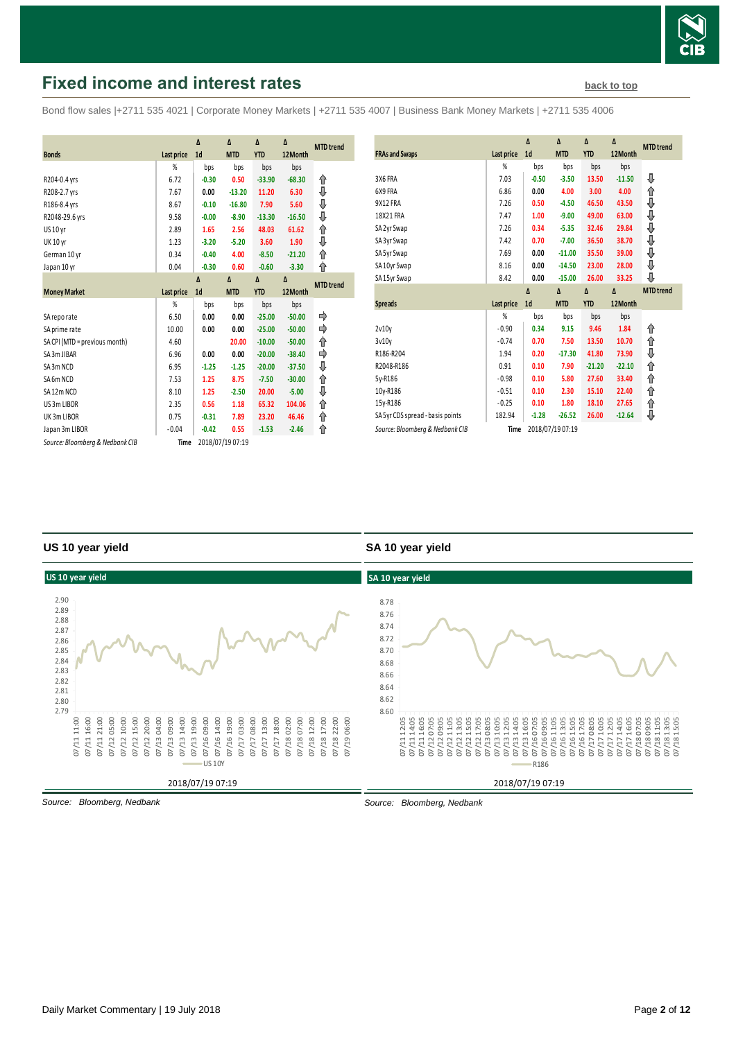## Fixed income and interest rates

back to top

Bond flow sales |+2711 535 4021 | Corporate Money Markets | +2711 535 4007 | Business Bank Money Markets | +2711 535 4006

| Bonds | Last price | Δ 1d | Δ MTD | Δ YTD | Δ 12Month | MTD trend |
|---|---|---|---|---|---|---|
| | % | bps | bps | bps | bps | |
| R204-0.4 yrs | 6.72 | -0.30 | 0.50 | -33.90 | -68.30 | ⇧ |
| R208-2.7 yrs | 7.67 | 0.00 | -13.20 | 11.20 | 6.30 | ⇩ |
| R186-8.4 yrs | 8.67 | -0.10 | -16.80 | 7.90 | 5.60 | ⇩ |
| R2048-29.6 yrs | 9.58 | -0.00 | -8.90 | -13.30 | -16.50 | ⇩ |
| US 10 yr | 2.89 | 1.65 | 2.56 | 48.03 | 61.62 | ⇧ |
| UK 10 yr | 1.23 | -3.20 | -5.20 | 3.60 | 1.90 | ⇩ |
| German 10 yr | 0.34 | -0.40 | 4.00 | -8.50 | -21.20 | ⇧ |
| Japan 10 yr | 0.04 | -0.30 | 0.60 | -0.60 | -3.30 | ⇧ |

| Money Market | Last price | Δ 1d | Δ MTD | Δ YTD | Δ 12Month | MTD trend |
|---|---|---|---|---|---|---|
| | % | bps | bps | bps | bps | |
| SA repo rate | 6.50 | 0.00 | 0.00 | -25.00 | -50.00 | ⇨ |
| SA prime rate | 10.00 | 0.00 | 0.00 | -25.00 | -50.00 | ⇨ |
| SA CPI (MTD = previous month) | 4.60 | | 20.00 | -10.00 | -50.00 | ⇧ |
| SA 3m JIBAR | 6.96 | 0.00 | 0.00 | -20.00 | -38.40 | ⇨ |
| SA 3m NCD | 6.95 | -1.25 | -1.25 | -20.00 | -37.50 | ⇩ |
| SA 6m NCD | 7.53 | 1.25 | 8.75 | -7.50 | -30.00 | ⇧ |
| SA 12m NCD | 8.10 | 1.25 | -2.50 | 20.00 | -5.00 | ⇩ |
| US 3m LIBOR | 2.35 | 0.56 | 1.18 | 65.32 | 104.06 | ⇧ |
| UK 3m LIBOR | 0.75 | -0.31 | 7.89 | 23.20 | 46.46 | ⇧ |
| Japan 3m LIBOR | -0.04 | -0.42 | 0.55 | -1.53 | -2.46 | ⇧ |

*Source: Bloomberg & Nedbank CIB* Time 2018/07/19 07:19

| FRAs and Swaps | Last price | Δ 1d | Δ MTD | Δ YTD | Δ 12Month | MTD trend |
|---|---|---|---|---|---|---|
| | % | bps | bps | bps | bps | |
| 3X6 FRA | 7.03 | -0.50 | -3.50 | 13.50 | -11.50 | ⇩ |
| 6X9 FRA | 6.86 | 0.00 | 4.00 | 3.00 | 4.00 | ⇧ |
| 9X12 FRA | 7.26 | 0.50 | -4.50 | 46.50 | 43.50 | ⇩ |
| 18X21 FRA | 7.47 | 1.00 | -9.00 | 49.00 | 63.00 | ⇩ |
| SA 2yr Swap | 7.26 | 0.34 | -5.35 | 32.46 | 29.84 | ⇩ |
| SA 3yr Swap | 7.42 | 0.70 | -7.00 | 36.50 | 38.70 | ⇩ |
| SA 5yr Swap | 7.69 | 0.00 | -11.00 | 35.50 | 39.00 | ⇩ |
| SA 10yr Swap | 8.16 | 0.00 | -14.50 | 23.00 | 28.00 | ⇩ |
| SA 15yr Swap | 8.42 | 0.00 | -15.00 | 26.00 | 33.25 | ⇩ |

| Spreads | Last price | Δ 1d | Δ MTD | Δ YTD | Δ 12Month | MTD trend |
|---|---|---|---|---|---|---|
| | % | bps | bps | bps | bps | |
| 2v10y | -0.90 | 0.34 | 9.15 | 9.46 | 1.84 | ⇧ |
| 3v10y | -0.74 | 0.70 | 7.50 | 13.50 | 10.70 | ⇧ |
| R186-R204 | 1.94 | 0.20 | -17.30 | 41.80 | 73.90 | ⇩ |
| R2048-R186 | 0.91 | 0.10 | 7.90 | -21.20 | -22.10 | ⇧ |
| 5y-R186 | -0.98 | 0.10 | 5.80 | 27.60 | 33.40 | ⇧ |
| 10y-R186 | -0.51 | 0.10 | 2.30 | 15.10 | 22.40 | ⇧ |
| 15y-R186 | -0.25 | 0.10 | 1.80 | 18.10 | 27.65 | ⇧ |
| SA 5yr CDS spread - basis points | 182.94 | -1.28 | -26.52 | 26.00 | -12.64 | ⇩ |

*Source: Bloomberg & Nedbank CIB* Time 2018/07/19 07:19

### US 10 year yield

*Source: Bloomberg, Nedbank*

### SA 10 year yield

*Source: Bloomberg, Nedbank*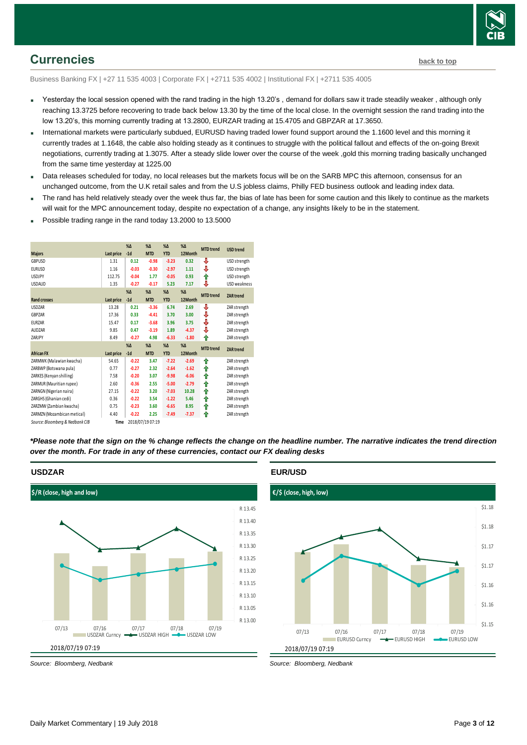## Currencies

back to top

Business Banking FX | +27 11 535 4003 | Corporate FX | +2711 535 4002 | Institutional FX | +2711 535 4005

- Yesterday the local session opened with the rand trading in the high 13.20's , demand for dollars saw it trade steadily weaker , although only reaching 13.3725 before recovering to trade back below 13.30 by the time of the local close. In the overnight session the rand trading into the low 13.20's, this morning currently trading at 13.2800, EURZAR trading at 15.4705 and GBPZAR at 17.3650.
- International markets were particularly subdued, EURUSD having traded lower found support around the 1.1600 level and this morning it currently trades at 1.1648, the cable also holding steady as it continues to struggle with the political fallout and effects of the on-going Brexit negotiations, currently trading at 1.3075. After a steady slide lower over the course of the week ,gold this morning trading basically unchanged from the same time yesterday at 1225.00
- Data releases scheduled for today, no local releases but the markets focus will be on the SARB MPC this afternoon, consensus for an unchanged outcome, from the U.K retail sales and from the U.S jobless claims, Philly FED business outlook and leading index data.
- The rand has held relatively steady over the week thus far, the bias of late has been for some caution and this likely to continue as the markets will wait for the MPC announcement today, despite no expectation of a change, any insights likely to be in the statement.
- Possible trading range in the rand today 13.2000 to 13.5000

| Majors | Last price | %Δ -1d | %Δ MTD | %Δ YTD | %Δ 12Month | MTD trend | USD trend |
|---|---|---|---|---|---|---|---|
| GBPUSD | 1.31 | 0.12 | -0.98 | -3.23 | 0.32 | ⇩ | USD strength |
| EURUSD | 1.16 | -0.03 | -0.30 | -2.97 | 1.11 | ⇩ | USD strength |
| USDJPY | 112.75 | -0.04 | 1.77 | -0.05 | 0.93 | ⇧ | USD strength |
| USDAUD | 1.35 | -0.27 | -0.17 | 5.23 | 7.17 | ⇩ | USD weakness |
| **Rand crosses** | **Last price** | **%Δ -1d** | **%Δ MTD** | **%Δ YTD** | **%Δ 12Month** | **MTD trend** | **ZAR trend** |
| USDZAR | 13.28 | 0.21 | -3.36 | 6.74 | 2.69 | ⇩ | ZAR strength |
| GBPZAR | 17.36 | 0.33 | -4.41 | 3.70 | 3.00 | ⇩ | ZAR strength |
| EURZAR | 15.47 | 0.17 | -3.68 | 3.96 | 3.75 | ⇩ | ZAR strength |
| AUDZAR | 9.85 | 0.47 | -3.19 | 1.89 | -4.37 | ⇩ | ZAR strength |
| ZARJPY | 8.49 | -0.27 | 4.98 | -6.33 | -1.80 | ⇧ | ZAR strength |
| **African FX** | **Last price** | **%Δ -1d** | **%Δ MTD** | **%Δ YTD** | **%Δ 12Month** | **MTD trend** | **ZAR trend** |
| ZARMWK (Malawian kwacha) | 54.65 | -0.22 | 3.47 | -7.22 | -2.69 | ⇧ | ZAR strength |
| ZARBWP (Botswana pula) | 0.77 | -0.27 | 2.32 | -2.64 | -1.62 | ⇧ | ZAR strength |
| ZARKES (Kenyan shilling) | 7.58 | -0.20 | 3.07 | -9.98 | -6.06 | ⇧ | ZAR strength |
| ZARMUR (Mauritian rupee) | 2.60 | -0.36 | 2.55 | -5.00 | -2.79 | ⇧ | ZAR strength |
| ZARNGN (Nigerian naira) | 27.15 | -0.22 | 3.20 | -7.03 | 10.28 | ⇧ | ZAR strength |
| ZARGHS (Ghanian cedi) | 0.36 | -0.22 | 3.54 | -1.22 | 5.46 | ⇧ | ZAR strength |
| ZARZMW (Zambian kwacha) | 0.75 | -0.23 | 3.60 | -6.65 | 8.95 | ⇧ | ZAR strength |
| ZARMZN (Mozambican metical) | 4.40 | -0.22 | 2.25 | -7.49 | -7.37 | ⇧ | ZAR strength |

*Source: Bloomberg & Nedbank CIB* Time 2018/07/19 07:19

***Please note that the sign on the % change reflects the change on the headline number. The narrative indicates the trend direction over the month. For trade in any of these currencies, contact our FX dealing desks***

### USDZAR

$/R (close, high and low)

2018/07/19 07:19

*Source: Bloomberg, Nedbank*

### EUR/USD

€/$ (close, high, low)

2018/07/19 07:19

*Source: Bloomberg, Nedbank*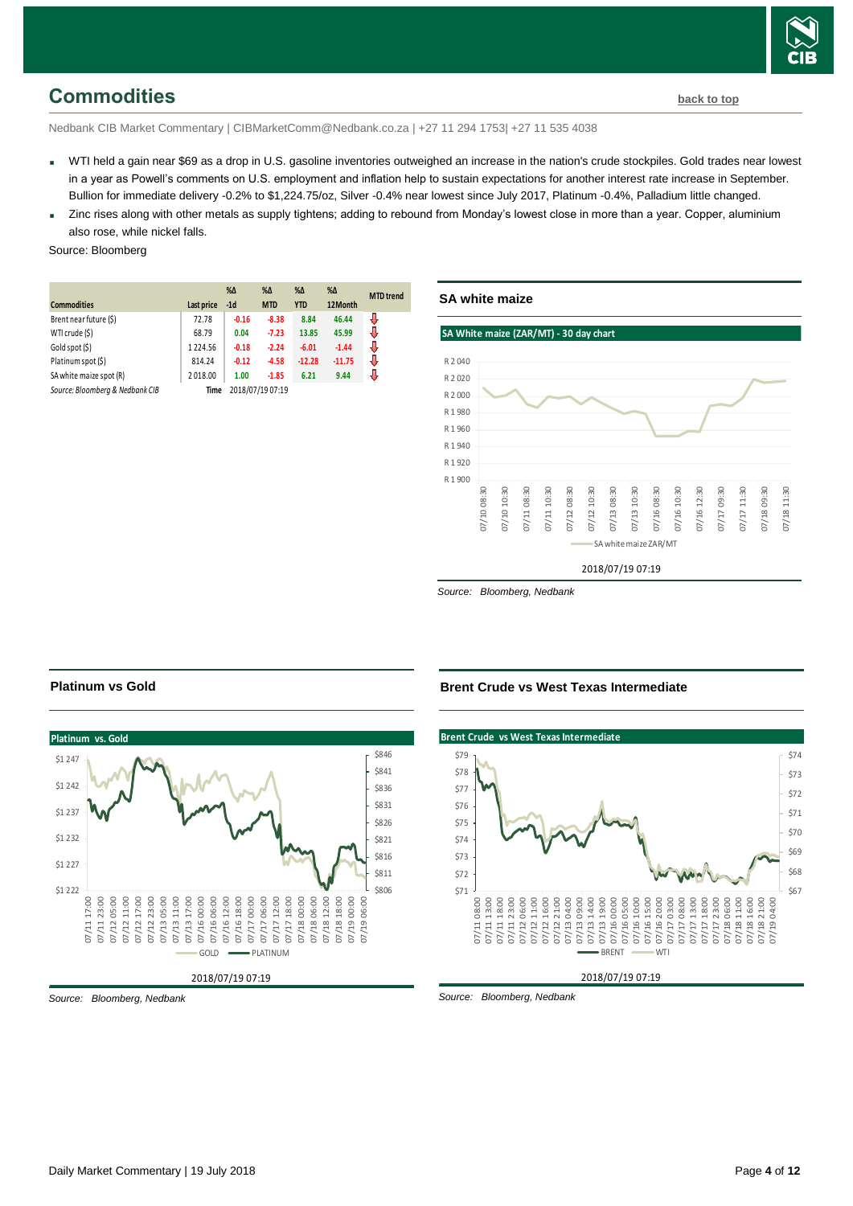## Commodities

back to top

Nedbank CIB Market Commentary | CIBMarketComm@Nedbank.co.za | +27 11 294 1753| +27 11 535 4038

- WTI held a gain near $69 as a drop in U.S. gasoline inventories outweighed an increase in the nation's crude stockpiles. Gold trades near lowest in a year as Powell's comments on U.S. employment and inflation help to sustain expectations for another interest rate increase in September. Bullion for immediate delivery -0.2% to $1,224.75/oz, Silver -0.4% near lowest since July 2017, Platinum -0.4%, Palladium little changed.
- Zinc rises along with other metals as supply tightens; adding to rebound from Monday's lowest close in more than a year. Copper, aluminium also rose, while nickel falls.

Source: Bloomberg

| Commodities | Last price | %Δ -1d | %Δ MTD | %Δ YTD | %Δ 12Month | MTD trend |
|---|---|---|---|---|---|---|
| Brent near future ($) | 72.78 | -0.16 | -8.38 | 8.84 | 46.44 | ⇩ |
| WTI crude ($) | 68.79 | 0.04 | -7.23 | 13.85 | 45.99 | ⇩ |
| Gold spot ($) | 1 224.56 | -0.18 | -2.24 | -6.01 | -1.44 | ⇩ |
| Platinum spot ($) | 814.24 | -0.12 | -4.58 | -12.28 | -11.75 | ⇩ |
| SA white maize spot (R) | 2 018.00 | 1.00 | -1.85 | 6.21 | 9.44 | ⇩ |
| Source: Bloomberg & Nedbank CIB | Time | 2018/07/19 07:19 | | | | |

### SA white maize

SA White maize (ZAR/MT) - 30 day chart

2018/07/19 07:19

Source: Bloomberg, Nedbank

### Platinum vs Gold

Platinum vs. Gold

2018/07/19 07:19

Source: Bloomberg, Nedbank

### Brent Crude vs West Texas Intermediate

Brent Crude vs West Texas Intermediate

2018/07/19 07:19

Source: Bloomberg, Nedbank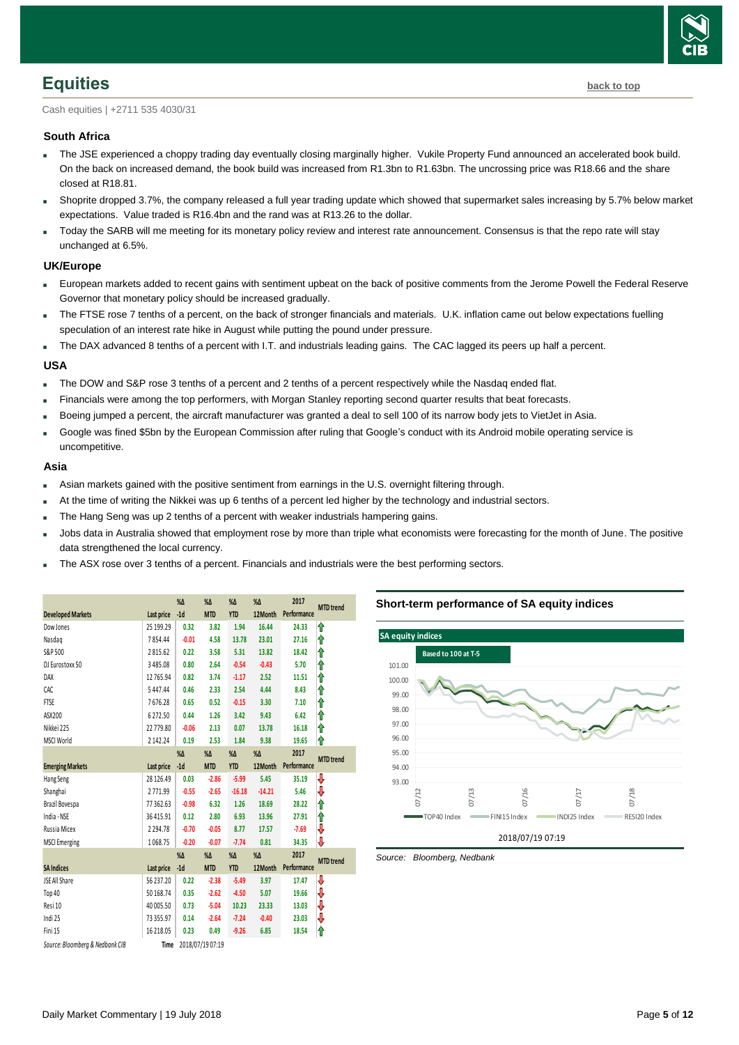# Equities

back to top

Cash equities | +2711 535 4030/31

### South Africa

- The JSE experienced a choppy trading day eventually closing marginally higher. Vukile Property Fund announced an accelerated book build. On the back on increased demand, the book build was increased from R1.3bn to R1.63bn. The uncrossing price was R18.66 and the share closed at R18.81.
- Shoprite dropped 3.7%, the company released a full year trading update which showed that supermarket sales increasing by 5.7% below market expectations. Value traded is R16.4bn and the rand was at R13.26 to the dollar.
- Today the SARB will me meeting for its monetary policy review and interest rate announcement. Consensus is that the repo rate will stay unchanged at 6.5%.

### UK/Europe

- European markets added to recent gains with sentiment upbeat on the back of positive comments from the Jerome Powell the Federal Reserve Governor that monetary policy should be increased gradually.
- The FTSE rose 7 tenths of a percent, on the back of stronger financials and materials. U.K. inflation came out below expectations fuelling speculation of an interest rate hike in August while putting the pound under pressure.
- The DAX advanced 8 tenths of a percent with I.T. and industrials leading gains. The CAC lagged its peers up half a percent.

### USA

- The DOW and S&P rose 3 tenths of a percent and 2 tenths of a percent respectively while the Nasdaq ended flat.
- Financials were among the top performers, with Morgan Stanley reporting second quarter results that beat forecasts.
- Boeing jumped a percent, the aircraft manufacturer was granted a deal to sell 100 of its narrow body jets to VietJet in Asia.
- Google was fined $5bn by the European Commission after ruling that Google's conduct with its Android mobile operating service is uncompetitive.

### Asia

- Asian markets gained with the positive sentiment from earnings in the U.S. overnight filtering through.
- At the time of writing the Nikkei was up 6 tenths of a percent led higher by the technology and industrial sectors.
- The Hang Seng was up 2 tenths of a percent with weaker industrials hampering gains.
- Jobs data in Australia showed that employment rose by more than triple what economists were forecasting for the month of June. The positive data strengthened the local currency.
- The ASX rose over 3 tenths of a percent. Financials and industrials were the best performing sectors.

| Developed Markets | Last price | %Δ -1d | %Δ MTD | %Δ YTD | %Δ 12Month | 2017 Performance | MTD trend |
|---|---|---|---|---|---|---|---|
| Dow Jones | 25 199.29 | 0.32 | 3.82 | 1.94 | 16.44 | 24.33 | ⇑ |
| Nasdaq | 7 854.44 | -0.01 | 4.58 | 13.78 | 23.01 | 27.16 | ⇑ |
| S&P 500 | 2 815.62 | 0.22 | 3.58 | 5.31 | 13.82 | 18.42 | ⇑ |
| DJ Eurostoxx 50 | 3 485.08 | 0.80 | 2.64 | -0.54 | -0.43 | 5.70 | ⇑ |
| DAX | 12 765.94 | 0.82 | 3.74 | -1.17 | 2.52 | 11.51 | ⇑ |
| CAC | 5 447.44 | 0.46 | 2.33 | 2.54 | 4.44 | 8.43 | ⇑ |
| FTSE | 7 676.28 | 0.65 | 0.52 | -0.15 | 3.30 | 7.10 | ⇑ |
| ASX200 | 6 272.50 | 0.44 | 1.26 | 3.42 | 9.43 | 6.42 | ⇑ |
| Nikkei 225 | 22 779.80 | -0.06 | 2.13 | 0.07 | 13.78 | 16.18 | ⇑ |
| MSCI World | 2 142.24 | 0.19 | 2.53 | 1.84 | 9.38 | 19.65 | ⇑ |
| **Emerging Markets** | **Last price** | **%Δ -1d** | **%Δ MTD** | **%Δ YTD** | **%Δ 12Month** | **2017 Performance** | **MTD trend** |
| Hang Seng | 28 126.49 | 0.03 | -2.86 | -5.99 | 5.45 | 35.19 | ⇓ |
| Shanghai | 2 771.99 | -0.55 | -2.65 | -16.18 | -14.21 | 5.46 | ⇓ |
| Brazil Bovespa | 77 362.63 | -0.98 | 6.32 | 1.26 | 18.69 | 28.22 | ⇑ |
| India - NSE | 36 415.91 | 0.12 | 2.80 | 6.93 | 13.96 | 27.91 | ⇑ |
| Russia Micex | 2 294.78 | -0.70 | -0.05 | 8.77 | 17.57 | -7.69 | ⇓ |
| MSCI Emerging | 1 068.75 | -0.20 | -0.07 | -7.74 | 0.81 | 34.35 | ⇓ |
| **SA Indices** | **Last price** | **%Δ -1d** | **%Δ MTD** | **%Δ YTD** | **%Δ 12Month** | **2017 Performance** | **MTD trend** |
| JSE All Share | 56 237.20 | 0.22 | -2.38 | -5.49 | 3.97 | 17.47 | ⇓ |
| Top 40 | 50 168.74 | 0.35 | -2.62 | -4.50 | 5.07 | 19.66 | ⇓ |
| Resi 10 | 40 005.50 | 0.73 | -5.04 | 10.23 | 23.33 | 13.03 | ⇓ |
| Indi 25 | 73 355.97 | 0.14 | -2.64 | -7.24 | -0.40 | 23.03 | ⇓ |
| Fini 15 | 16 218.05 | 0.23 | 0.49 | -9.26 | 6.85 | 18.54 | ⇑ |

*Source: Bloomberg & Nedbank CIB* Time 2018/07/19 07:19

### Short-term performance of SA equity indices

SA equity indices — Based to 100 at T-5 (TOP40 Index, FINI15 Index, INDI25 Index, RESI20 Index) — 2018/07/19 07:19

*Source: Bloomberg, Nedbank*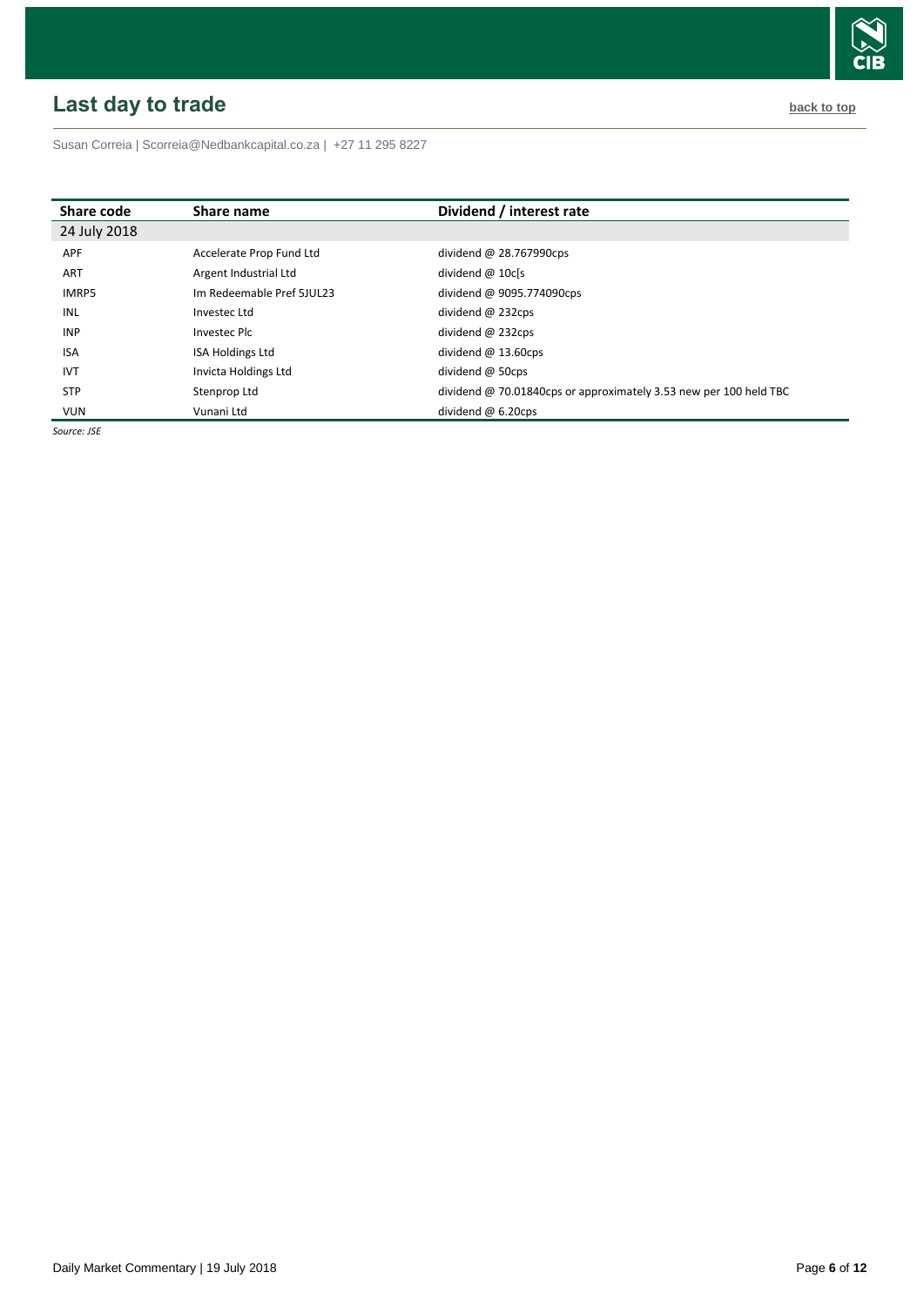## Last day to trade

back to top

Susan Correia | Scorreia@Nedbankcapital.co.za | +27 11 295 8227

| Share code | Share name | Dividend / interest rate |
|---|---|---|
| 24 July 2018 | | |
| APF | Accelerate Prop Fund Ltd | dividend @ 28.767990cps |
| ART | Argent Industrial Ltd | dividend @ 10c[s |
| IMRP5 | Im Redeemable Pref 5JUL23 | dividend @ 9095.774090cps |
| INL | Investec Ltd | dividend @ 232cps |
| INP | Investec Plc | dividend @ 232cps |
| ISA | ISA Holdings Ltd | dividend @ 13.60cps |
| IVT | Invicta Holdings Ltd | dividend @ 50cps |
| STP | Stenprop Ltd | dividend @ 70.01840cps or approximately 3.53 new per 100 held TBC |
| VUN | Vunani Ltd | dividend @ 6.20cps |

*Source: JSE*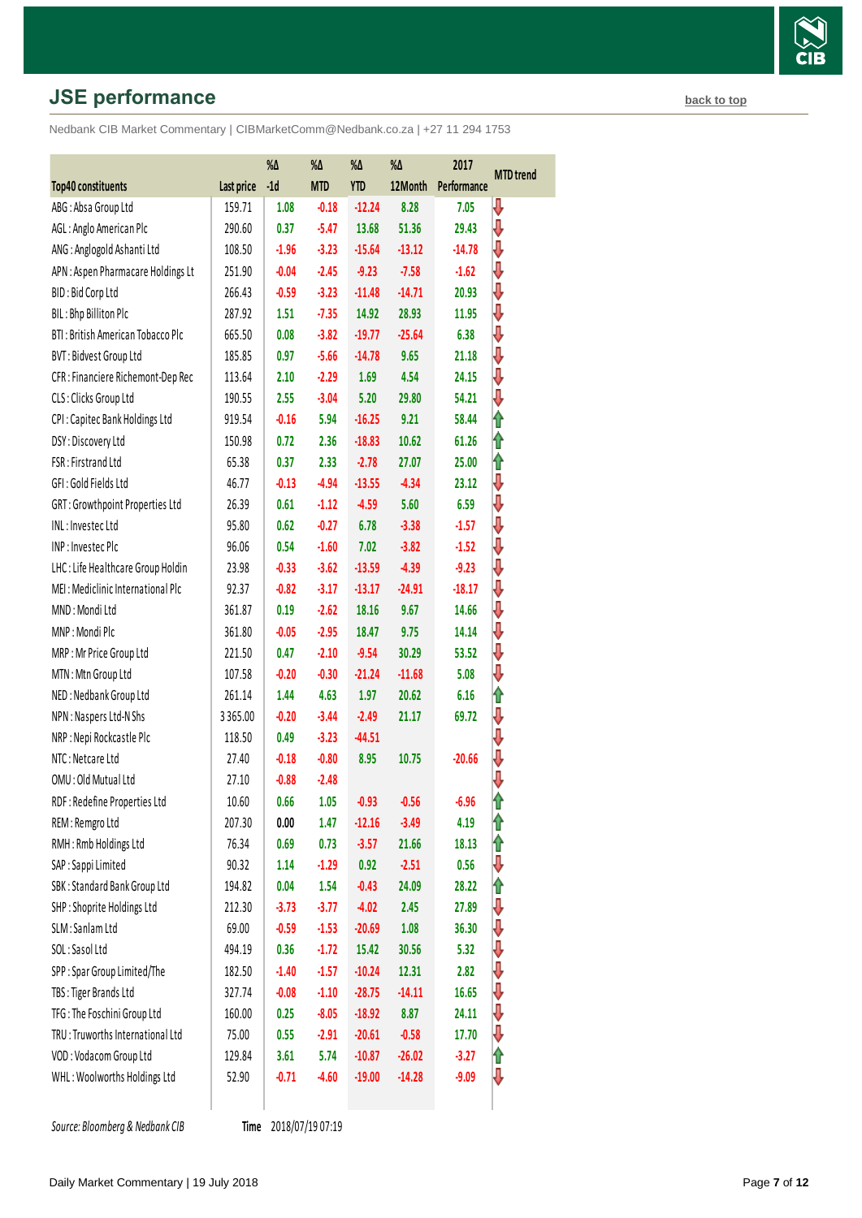## JSE performance

back to top

Nedbank CIB Market Commentary | CIBMarketComm@Nedbank.co.za | +27 11 294 1753

| Top40 constituents | Last price | %Δ -1d | %Δ MTD | %Δ YTD | %Δ 12Month | 2017 Performance | MTD trend |
|---|---|---|---|---|---|---|---|
| ABG : Absa Group Ltd | 159.71 | 1.08 | -0.18 | -12.24 | 8.28 | 7.05 | ⇩ |
| AGL : Anglo American Plc | 290.60 | 0.37 | -5.47 | 13.68 | 51.36 | 29.43 | ⇩ |
| ANG : Anglogold Ashanti Ltd | 108.50 | -1.96 | -3.23 | -15.64 | -13.12 | -14.78 | ⇩ |
| APN : Aspen Pharmacare Holdings Lt | 251.90 | -0.04 | -2.45 | -9.23 | -7.58 | -1.62 | ⇩ |
| BID : Bid Corp Ltd | 266.43 | -0.59 | -3.23 | -11.48 | -14.71 | 20.93 | ⇩ |
| BIL : Bhp Billiton Plc | 287.92 | 1.51 | -7.35 | 14.92 | 28.93 | 11.95 | ⇩ |
| BTI : British American Tobacco Plc | 665.50 | 0.08 | -3.82 | -19.77 | -25.64 | 6.38 | ⇩ |
| BVT : Bidvest Group Ltd | 185.85 | 0.97 | -5.66 | -14.78 | 9.65 | 21.18 | ⇩ |
| CFR : Financiere Richemont-Dep Rec | 113.64 | 2.10 | -2.29 | 1.69 | 4.54 | 24.15 | ⇩ |
| CLS : Clicks Group Ltd | 190.55 | 2.55 | -3.04 | 5.20 | 29.80 | 54.21 | ⇩ |
| CPI : Capitec Bank Holdings Ltd | 919.54 | -0.16 | 5.94 | -16.25 | 9.21 | 58.44 | ⇧ |
| DSY : Discovery Ltd | 150.98 | 0.72 | 2.36 | -18.83 | 10.62 | 61.26 | ⇧ |
| FSR : Firstrand Ltd | 65.38 | 0.37 | 2.33 | -2.78 | 27.07 | 25.00 | ⇧ |
| GFI : Gold Fields Ltd | 46.77 | -0.13 | -4.94 | -13.55 | -4.34 | 23.12 | ⇩ |
| GRT : Growthpoint Properties Ltd | 26.39 | 0.61 | -1.12 | -4.59 | 5.60 | 6.59 | ⇩ |
| INL : Investec Ltd | 95.80 | 0.62 | -0.27 | 6.78 | -3.38 | -1.57 | ⇩ |
| INP : Investec Plc | 96.06 | 0.54 | -1.60 | 7.02 | -3.82 | -1.52 | ⇩ |
| LHC : Life Healthcare Group Holdin | 23.98 | -0.33 | -3.62 | -13.59 | -4.39 | -9.23 | ⇩ |
| MEI : Mediclinic International Plc | 92.37 | -0.82 | -3.17 | -13.17 | -24.91 | -18.17 | ⇩ |
| MND : Mondi Ltd | 361.87 | 0.19 | -2.62 | 18.16 | 9.67 | 14.66 | ⇩ |
| MNP : Mondi Plc | 361.80 | -0.05 | -2.95 | 18.47 | 9.75 | 14.14 | ⇩ |
| MRP : Mr Price Group Ltd | 221.50 | 0.47 | -2.10 | -9.54 | 30.29 | 53.52 | ⇩ |
| MTN : Mtn Group Ltd | 107.58 | -0.20 | -0.30 | -21.24 | -11.68 | 5.08 | ⇩ |
| NED : Nedbank Group Ltd | 261.14 | 1.44 | 4.63 | 1.97 | 20.62 | 6.16 | ⇧ |
| NPN : Naspers Ltd-N Shs | 3 365.00 | -0.20 | -3.44 | -2.49 | 21.17 | 69.72 | ⇩ |
| NRP : Nepi Rockcastle Plc | 118.50 | 0.49 | -3.23 | -44.51 | | | ⇩ |
| NTC : Netcare Ltd | 27.40 | -0.18 | -0.80 | 8.95 | 10.75 | -20.66 | ⇩ |
| OMU : Old Mutual Ltd | 27.10 | -0.88 | -2.48 | | | | ⇩ |
| RDF : Redefine Properties Ltd | 10.60 | 0.66 | 1.05 | -0.93 | -0.56 | -6.96 | ⇧ |
| REM : Remgro Ltd | 207.30 | 0.00 | 1.47 | -12.16 | -3.49 | 4.19 | ⇧ |
| RMH : Rmb Holdings Ltd | 76.34 | 0.69 | 0.73 | -3.57 | 21.66 | 18.13 | ⇧ |
| SAP : Sappi Limited | 90.32 | 1.14 | -1.29 | 0.92 | -2.51 | 0.56 | ⇩ |
| SBK : Standard Bank Group Ltd | 194.82 | 0.04 | 1.54 | -0.43 | 24.09 | 28.22 | ⇧ |
| SHP : Shoprite Holdings Ltd | 212.30 | -3.73 | -3.77 | -4.02 | 2.45 | 27.89 | ⇩ |
| SLM : Sanlam Ltd | 69.00 | -0.59 | -1.53 | -20.69 | 1.08 | 36.30 | ⇩ |
| SOL : Sasol Ltd | 494.19 | 0.36 | -1.72 | 15.42 | 30.56 | 5.32 | ⇩ |
| SPP : Spar Group Limited/The | 182.50 | -1.40 | -1.57 | -10.24 | 12.31 | 2.82 | ⇩ |
| TBS : Tiger Brands Ltd | 327.74 | -0.08 | -1.10 | -28.75 | -14.11 | 16.65 | ⇩ |
| TFG : The Foschini Group Ltd | 160.00 | 0.25 | -8.05 | -18.92 | 8.87 | 24.11 | ⇩ |
| TRU : Truworths International Ltd | 75.00 | 0.55 | -2.91 | -20.61 | -0.58 | 17.70 | ⇩ |
| VOD : Vodacom Group Ltd | 129.84 | 3.61 | 5.74 | -10.87 | -26.02 | -3.27 | ⇧ |
| WHL : Woolworths Holdings Ltd | 52.90 | -0.71 | -4.60 | -19.00 | -14.28 | -9.09 | ⇩ |

*Source: Bloomberg & Nedbank CIB* **Time** 2018/07/19 07:19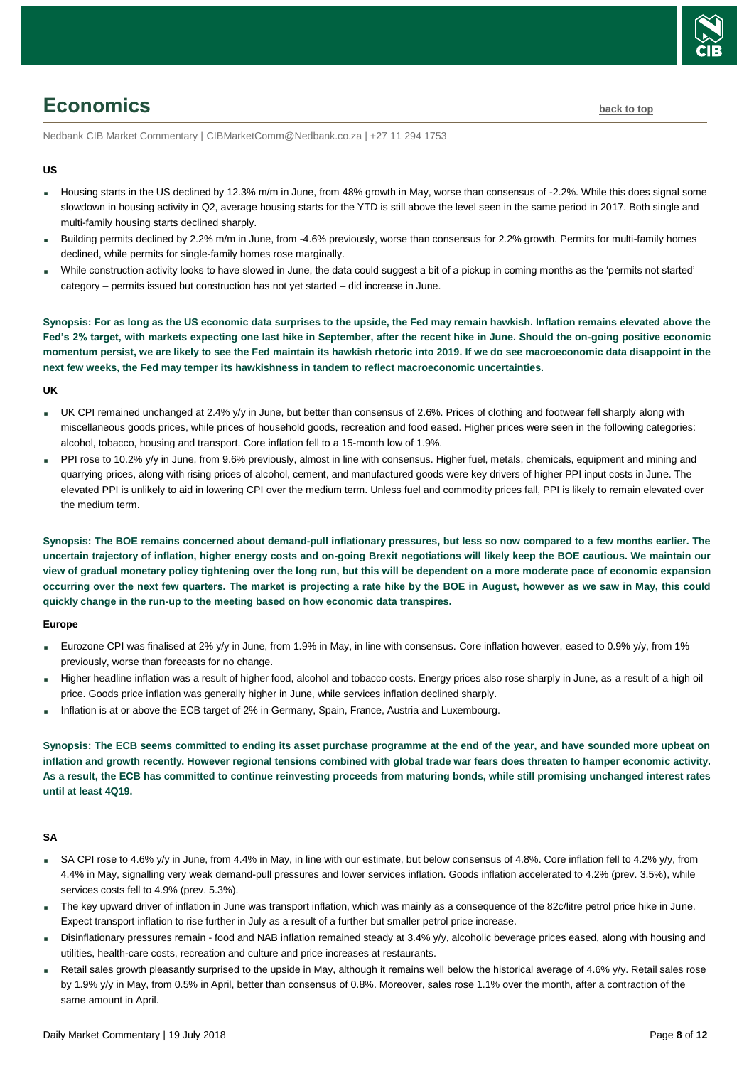# Economics

[back to top]

Nedbank CIB Market Commentary | CIBMarketComm@Nedbank.co.za | +27 11 294 1753

**US**

- Housing starts in the US declined by 12.3% m/m in June, from 48% growth in May, worse than consensus of -2.2%. While this does signal some slowdown in housing activity in Q2, average housing starts for the YTD is still above the level seen in the same period in 2017. Both single and multi-family housing starts declined sharply.
- Building permits declined by 2.2% m/m in June, from -4.6% previously, worse than consensus for 2.2% growth. Permits for multi-family homes declined, while permits for single-family homes rose marginally.
- While construction activity looks to have slowed in June, the data could suggest a bit of a pickup in coming months as the 'permits not started' category – permits issued but construction has not yet started – did increase in June.

**Synopsis: For as long as the US economic data surprises to the upside, the Fed may remain hawkish. Inflation remains elevated above the Fed's 2% target, with markets expecting one last hike in September, after the recent hike in June. Should the on-going positive economic momentum persist, we are likely to see the Fed maintain its hawkish rhetoric into 2019. If we do see macroeconomic data disappoint in the next few weeks, the Fed may temper its hawkishness in tandem to reflect macroeconomic uncertainties.**

**UK**

- UK CPI remained unchanged at 2.4% y/y in June, but better than consensus of 2.6%. Prices of clothing and footwear fell sharply along with miscellaneous goods prices, while prices of household goods, recreation and food eased. Higher prices were seen in the following categories: alcohol, tobacco, housing and transport. Core inflation fell to a 15-month low of 1.9%.
- PPI rose to 10.2% y/y in June, from 9.6% previously, almost in line with consensus. Higher fuel, metals, chemicals, equipment and mining and quarrying prices, along with rising prices of alcohol, cement, and manufactured goods were key drivers of higher PPI input costs in June. The elevated PPI is unlikely to aid in lowering CPI over the medium term. Unless fuel and commodity prices fall, PPI is likely to remain elevated over the medium term.

**Synopsis: The BOE remains concerned about demand-pull inflationary pressures, but less so now compared to a few months earlier. The uncertain trajectory of inflation, higher energy costs and on-going Brexit negotiations will likely keep the BOE cautious. We maintain our view of gradual monetary policy tightening over the long run, but this will be dependent on a more moderate pace of economic expansion occurring over the next few quarters. The market is projecting a rate hike by the BOE in August, however as we saw in May, this could quickly change in the run-up to the meeting based on how economic data transpires.**

**Europe**

- Eurozone CPI was finalised at 2% y/y in June, from 1.9% in May, in line with consensus. Core inflation however, eased to 0.9% y/y, from 1% previously, worse than forecasts for no change.
- Higher headline inflation was a result of higher food, alcohol and tobacco costs. Energy prices also rose sharply in June, as a result of a high oil price. Goods price inflation was generally higher in June, while services inflation declined sharply.
- Inflation is at or above the ECB target of 2% in Germany, Spain, France, Austria and Luxembourg.

**Synopsis: The ECB seems committed to ending its asset purchase programme at the end of the year, and have sounded more upbeat on inflation and growth recently. However regional tensions combined with global trade war fears does threaten to hamper economic activity. As a result, the ECB has committed to continue reinvesting proceeds from maturing bonds, while still promising unchanged interest rates until at least 4Q19.**

**SA**

- SA CPI rose to 4.6% y/y in June, from 4.4% in May, in line with our estimate, but below consensus of 4.8%. Core inflation fell to 4.2% y/y, from 4.4% in May, signalling very weak demand-pull pressures and lower services inflation. Goods inflation accelerated to 4.2% (prev. 3.5%), while services costs fell to 4.9% (prev. 5.3%).
- The key upward driver of inflation in June was transport inflation, which was mainly as a consequence of the 82c/litre petrol price hike in June. Expect transport inflation to rise further in July as a result of a further but smaller petrol price increase.
- Disinflationary pressures remain - food and NAB inflation remained steady at 3.4% y/y, alcoholic beverage prices eased, along with housing and utilities, health-care costs, recreation and culture and price increases at restaurants.
- Retail sales growth pleasantly surprised to the upside in May, although it remains well below the historical average of 4.6% y/y. Retail sales rose by 1.9% y/y in May, from 0.5% in April, better than consensus of 0.8%. Moreover, sales rose 1.1% over the month, after a contraction of the same amount in April.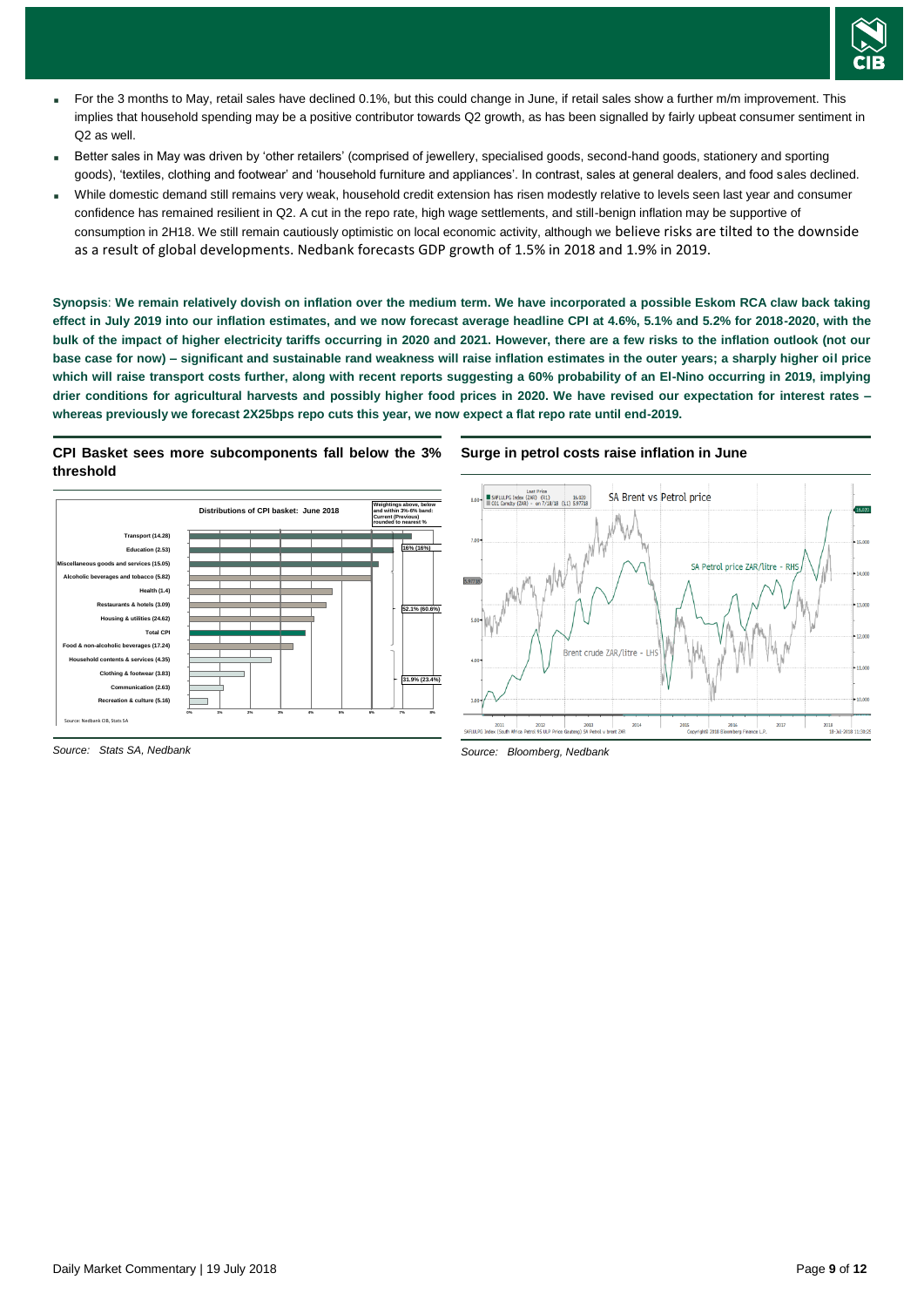- For the 3 months to May, retail sales have declined 0.1%, but this could change in June, if retail sales show a further m/m improvement. This implies that household spending may be a positive contributor towards Q2 growth, as has been signalled by fairly upbeat consumer sentiment in Q2 as well.
- Better sales in May was driven by 'other retailers' (comprised of jewellery, specialised goods, second-hand goods, stationery and sporting goods), 'textiles, clothing and footwear' and 'household furniture and appliances'. In contrast, sales at general dealers, and food sales declined.
- While domestic demand still remains very weak, household credit extension has risen modestly relative to levels seen last year and consumer confidence has remained resilient in Q2. A cut in the repo rate, high wage settlements, and still-benign inflation may be supportive of consumption in 2H18. We still remain cautiously optimistic on local economic activity, although we believe risks are tilted to the downside as a result of global developments. Nedbank forecasts GDP growth of 1.5% in 2018 and 1.9% in 2019.

**Synopsis**: **We remain relatively dovish on inflation over the medium term. We have incorporated a possible Eskom RCA claw back taking effect in July 2019 into our inflation estimates, and we now forecast average headline CPI at 4.6%, 5.1% and 5.2% for 2018-2020, with the bulk of the impact of higher electricity tariffs occurring in 2020 and 2021. However, there are a few risks to the inflation outlook (not our base case for now) – significant and sustainable rand weakness will raise inflation estimates in the outer years; a sharply higher oil price which will raise transport costs further, along with recent reports suggesting a 60% probability of an El-Nino occurring in 2019, implying drier conditions for agricultural harvests and possibly higher food prices in 2020. We have revised our expectation for interest rates – whereas previously we forecast 2X25bps repo cuts this year, we now expect a flat repo rate until end-2019.**

**CPI Basket sees more subcomponents fall below the 3% threshold**

*Source: Stats SA, Nedbank*

**Surge in petrol costs raise inflation in June**

*Source: Bloomberg, Nedbank*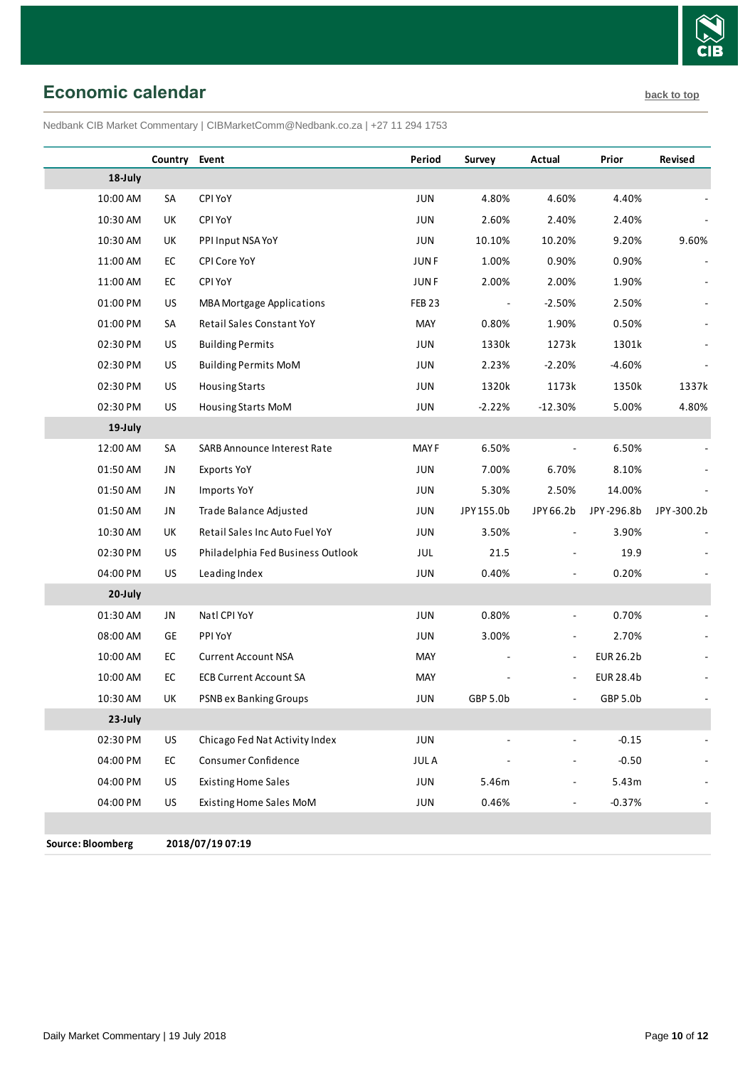# Economic calendar

back to top

Nedbank CIB Market Commentary | CIBMarketComm@Nedbank.co.za | +27 11 294 1753

| | Country | Event | Period | Survey | Actual | Prior | Revised |
|---|---|---|---|---|---|---|---|
| **18-July** | | | | | | | |
| 10:00 AM | SA | CPI YoY | JUN | 4.80% | 4.60% | 4.40% | - |
| 10:30 AM | UK | CPI YoY | JUN | 2.60% | 2.40% | 2.40% | - |
| 10:30 AM | UK | PPI Input NSA YoY | JUN | 10.10% | 10.20% | 9.20% | 9.60% |
| 11:00 AM | EC | CPI Core YoY | JUN F | 1.00% | 0.90% | 0.90% | - |
| 11:00 AM | EC | CPI YoY | JUN F | 2.00% | 2.00% | 1.90% | - |
| 01:00 PM | US | MBA Mortgage Applications | FEB 23 | - | -2.50% | 2.50% | - |
| 01:00 PM | SA | Retail Sales Constant YoY | MAY | 0.80% | 1.90% | 0.50% | - |
| 02:30 PM | US | Building Permits | JUN | 1330k | 1273k | 1301k | - |
| 02:30 PM | US | Building Permits MoM | JUN | 2.23% | -2.20% | -4.60% | - |
| 02:30 PM | US | Housing Starts | JUN | 1320k | 1173k | 1350k | 1337k |
| 02:30 PM | US | Housing Starts MoM | JUN | -2.22% | -12.30% | 5.00% | 4.80% |
| **19-July** | | | | | | | |
| 12:00 AM | SA | SARB Announce Interest Rate | MAY F | 6.50% | - | 6.50% | - |
| 01:50 AM | JN | Exports YoY | JUN | 7.00% | 6.70% | 8.10% | - |
| 01:50 AM | JN | Imports YoY | JUN | 5.30% | 2.50% | 14.00% | - |
| 01:50 AM | JN | Trade Balance Adjusted | JUN | JPY 155.0b | JPY 66.2b | JPY -296.8b | JPY -300.2b |
| 10:30 AM | UK | Retail Sales Inc Auto Fuel YoY | JUN | 3.50% | - | 3.90% | - |
| 02:30 PM | US | Philadelphia Fed Business Outlook | JUL | 21.5 | - | 19.9 | - |
| 04:00 PM | US | Leading Index | JUN | 0.40% | - | 0.20% | - |
| **20-July** | | | | | | | |
| 01:30 AM | JN | Natl CPI YoY | JUN | 0.80% | - | 0.70% | - |
| 08:00 AM | GE | PPI YoY | JUN | 3.00% | - | 2.70% | - |
| 10:00 AM | EC | Current Account NSA | MAY | - | - | EUR 26.2b | - |
| 10:00 AM | EC | ECB Current Account SA | MAY | - | - | EUR 28.4b | - |
| 10:30 AM | UK | PSNB ex Banking Groups | JUN | GBP 5.0b | - | GBP 5.0b | - |
| **23-July** | | | | | | | |
| 02:30 PM | US | Chicago Fed Nat Activity Index | JUN | - | - | -0.15 | - |
| 04:00 PM | EC | Consumer Confidence | JUL A | - | - | -0.50 | - |
| 04:00 PM | US | Existing Home Sales | JUN | 5.46m | - | 5.43m | - |
| 04:00 PM | US | Existing Home Sales MoM | JUN | 0.46% | - | -0.37% | - |

**Source: Bloomberg** **2018/07/19 07:19**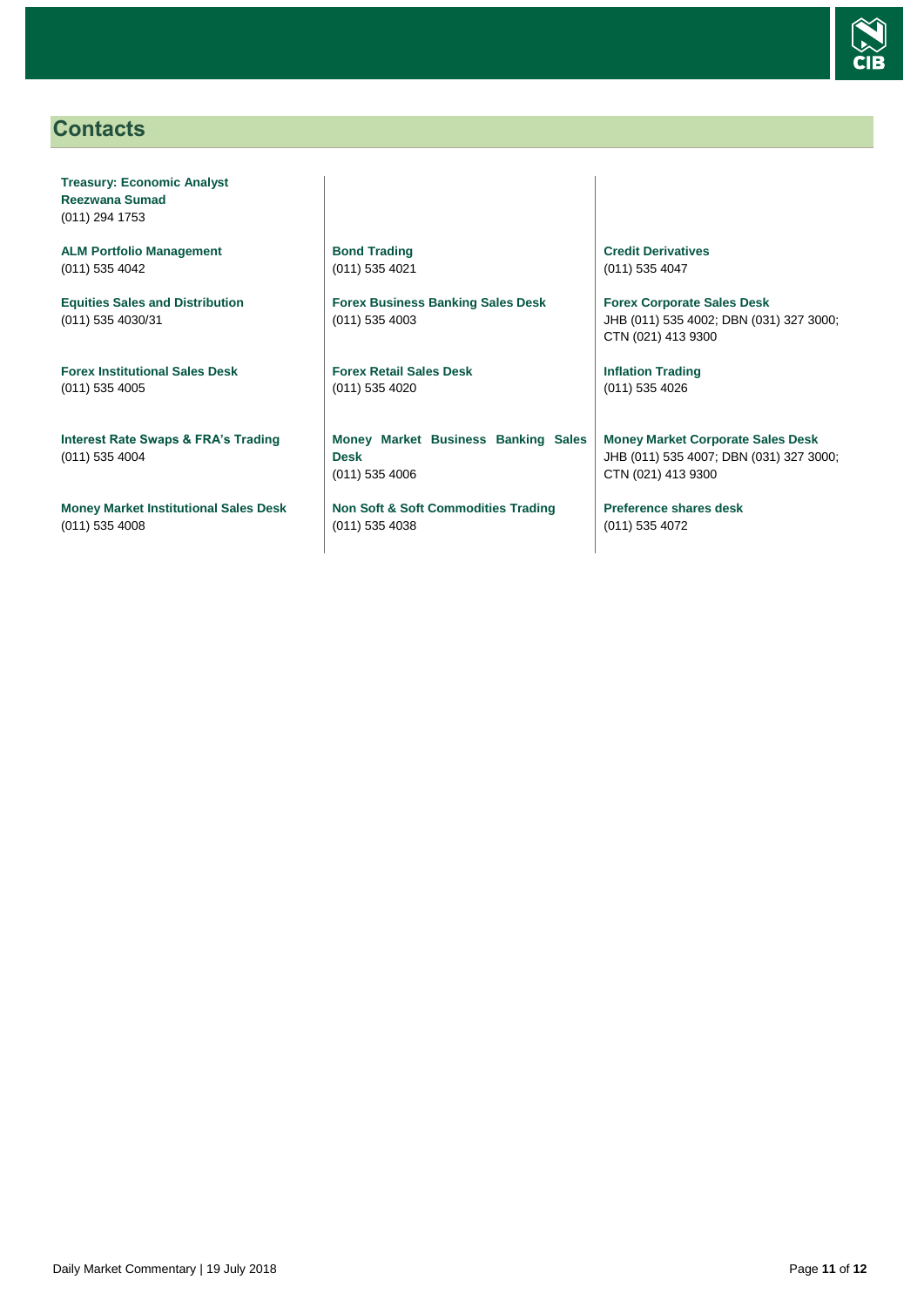## Contacts

**Treasury: Economic Analyst**
**Reezwana Sumad**
(011) 294 1753

**ALM Portfolio Management**
(011) 535 4042

**Equities Sales and Distribution**
(011) 535 4030/31

**Forex Institutional Sales Desk**
(011) 535 4005

**Interest Rate Swaps & FRA's Trading**
(011) 535 4004

**Money Market Institutional Sales Desk**
(011) 535 4008

**Bond Trading**
(011) 535 4021

**Forex Business Banking Sales Desk**
(011) 535 4003

**Forex Retail Sales Desk**
(011) 535 4020

**Money Market Business Banking Sales Desk**
(011) 535 4006

**Non Soft & Soft Commodities Trading**
(011) 535 4038

**Credit Derivatives**
(011) 535 4047

**Forex Corporate Sales Desk**
JHB (011) 535 4002; DBN (031) 327 3000; CTN (021) 413 9300

**Inflation Trading**
(011) 535 4026

**Money Market Corporate Sales Desk**
JHB (011) 535 4007; DBN (031) 327 3000; CTN (021) 413 9300

**Preference shares desk**
(011) 535 4072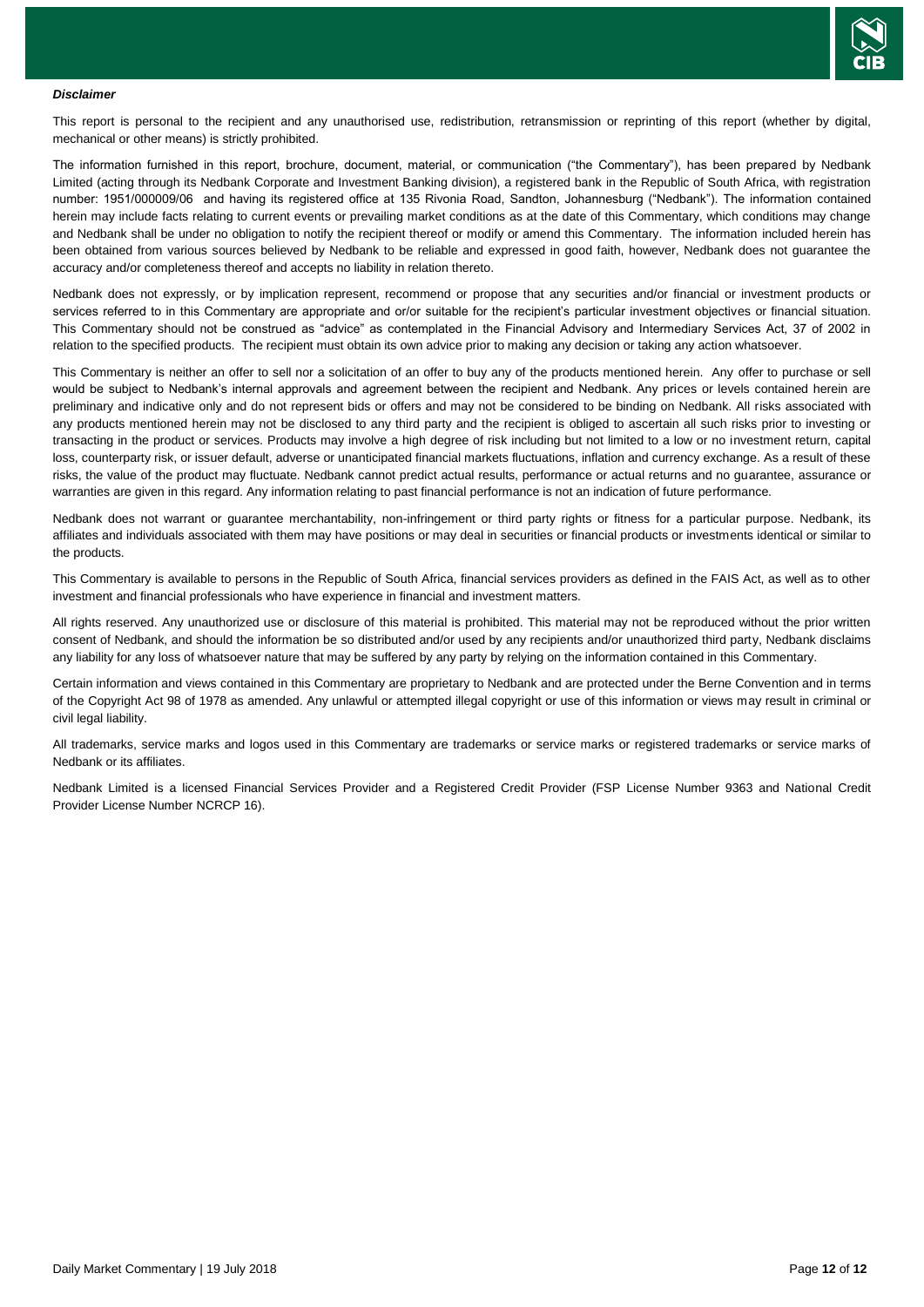***Disclaimer***

This report is personal to the recipient and any unauthorised use, redistribution, retransmission or reprinting of this report (whether by digital, mechanical or other means) is strictly prohibited.

The information furnished in this report, brochure, document, material, or communication ("the Commentary"), has been prepared by Nedbank Limited (acting through its Nedbank Corporate and Investment Banking division), a registered bank in the Republic of South Africa, with registration number: 1951/000009/06 and having its registered office at 135 Rivonia Road, Sandton, Johannesburg ("Nedbank"). The information contained herein may include facts relating to current events or prevailing market conditions as at the date of this Commentary, which conditions may change and Nedbank shall be under no obligation to notify the recipient thereof or modify or amend this Commentary. The information included herein has been obtained from various sources believed by Nedbank to be reliable and expressed in good faith, however, Nedbank does not guarantee the accuracy and/or completeness thereof and accepts no liability in relation thereto.

Nedbank does not expressly, or by implication represent, recommend or propose that any securities and/or financial or investment products or services referred to in this Commentary are appropriate and or/or suitable for the recipient's particular investment objectives or financial situation. This Commentary should not be construed as "advice" as contemplated in the Financial Advisory and Intermediary Services Act, 37 of 2002 in relation to the specified products. The recipient must obtain its own advice prior to making any decision or taking any action whatsoever.

This Commentary is neither an offer to sell nor a solicitation of an offer to buy any of the products mentioned herein. Any offer to purchase or sell would be subject to Nedbank's internal approvals and agreement between the recipient and Nedbank. Any prices or levels contained herein are preliminary and indicative only and do not represent bids or offers and may not be considered to be binding on Nedbank. All risks associated with any products mentioned herein may not be disclosed to any third party and the recipient is obliged to ascertain all such risks prior to investing or transacting in the product or services. Products may involve a high degree of risk including but not limited to a low or no investment return, capital loss, counterparty risk, or issuer default, adverse or unanticipated financial markets fluctuations, inflation and currency exchange. As a result of these risks, the value of the product may fluctuate. Nedbank cannot predict actual results, performance or actual returns and no guarantee, assurance or warranties are given in this regard. Any information relating to past financial performance is not an indication of future performance.

Nedbank does not warrant or guarantee merchantability, non-infringement or third party rights or fitness for a particular purpose. Nedbank, its affiliates and individuals associated with them may have positions or may deal in securities or financial products or investments identical or similar to the products.

This Commentary is available to persons in the Republic of South Africa, financial services providers as defined in the FAIS Act, as well as to other investment and financial professionals who have experience in financial and investment matters.

All rights reserved. Any unauthorized use or disclosure of this material is prohibited. This material may not be reproduced without the prior written consent of Nedbank, and should the information be so distributed and/or used by any recipients and/or unauthorized third party, Nedbank disclaims any liability for any loss of whatsoever nature that may be suffered by any party by relying on the information contained in this Commentary.

Certain information and views contained in this Commentary are proprietary to Nedbank and are protected under the Berne Convention and in terms of the Copyright Act 98 of 1978 as amended. Any unlawful or attempted illegal copyright or use of this information or views may result in criminal or civil legal liability.

All trademarks, service marks and logos used in this Commentary are trademarks or service marks or registered trademarks or service marks of Nedbank or its affiliates.

Nedbank Limited is a licensed Financial Services Provider and a Registered Credit Provider (FSP License Number 9363 and National Credit Provider License Number NCRCP 16).